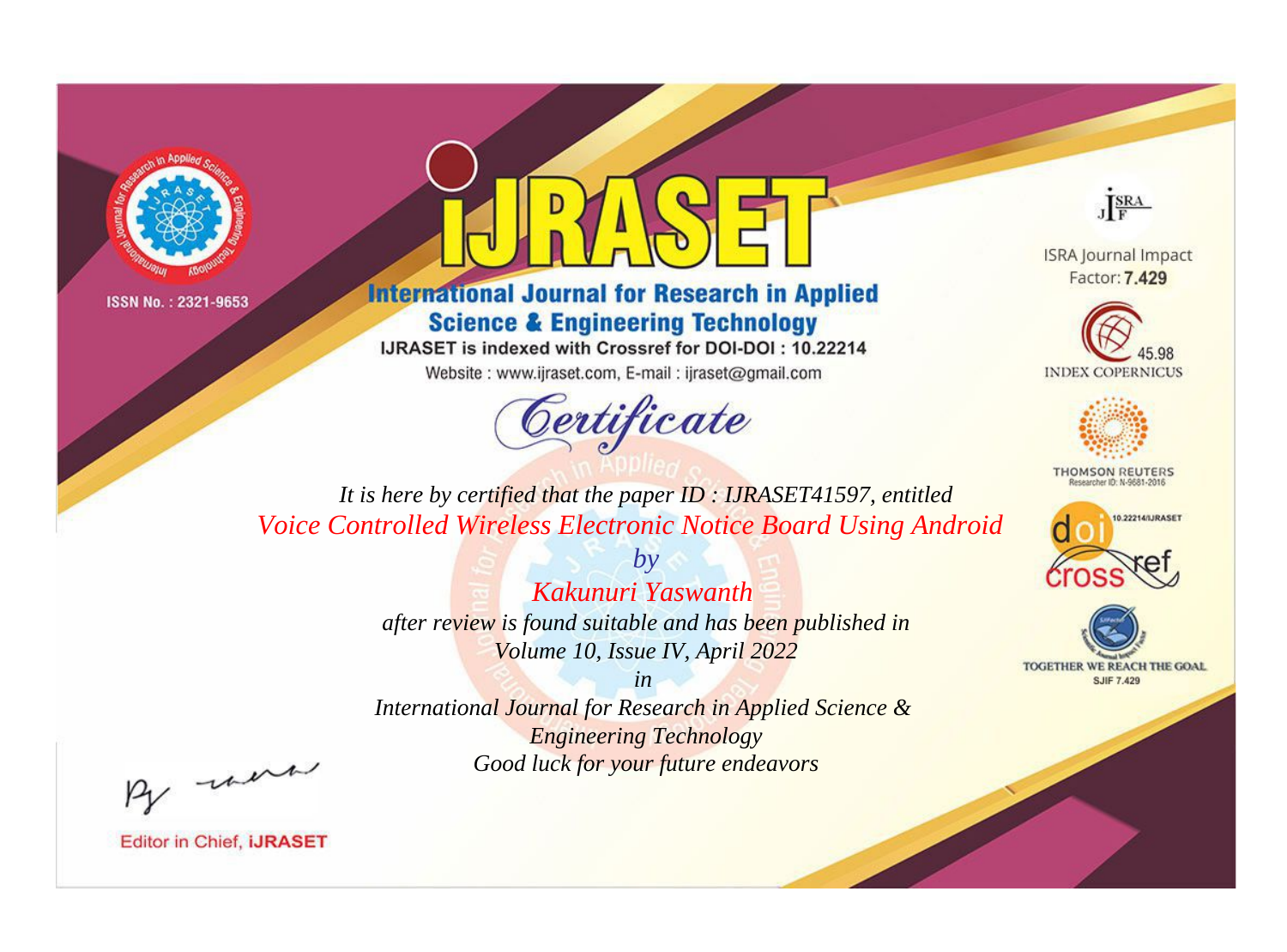ISSN No. : 2321-9653

# iJRASET

## International Journal for Research in Applied Science & Engineering Technology

IJRASET is indexed with Crossref for DOI-DOI : 10.22214

Website : www.ijraset.com, E-mail : ijraset@gmail.com

ISRA Journal Impact Factor: **7.429**

45.98 INDEX COPERNICUS

THOMSON REUTERS Researcher ID: N-9681-2016

10.22214/IJRASET

TOGETHER WE REACH THE GOAL SJIF 7.429

# *Certificate*

*It is here by certified that the paper ID : IJRASET41597, entitled*

*Voice Controlled Wireless Electronic Notice Board Using Android*

*by*

*Kakunuri Yaswanth*

*after review is found suitable and has been published in*

*Volume 10, Issue IV, April 2022*

*in*

*International Journal for Research in Applied Science & Engineering Technology*

*Good luck for your future endeavors*

Editor in Chief, **iJRASET**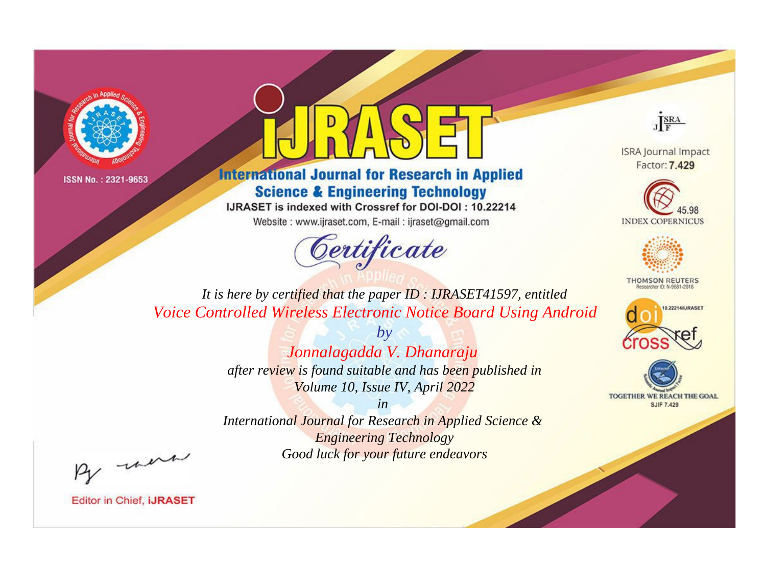ISSN No. : 2321-9653

# iJRASET

## International Journal for Research in Applied Science & Engineering Technology

IJRASET is indexed with Crossref for DOI-DOI : 10.22214

Website : www.ijraset.com, E-mail : ijraset@gmail.com

ISRA Journal Impact Factor: **7.429**

45.98 INDEX COPERNICUS

THOMSON REUTERS Researcher ID: N-9681-2016

10.22214/IJRASET

TOGETHER WE REACH THE GOAL SJIF 7.429

# *Certificate*

*It is here by certified that the paper ID : IJRASET41597, entitled*

*Voice Controlled Wireless Electronic Notice Board Using Android*

*by*

*Jonnalagadda V. Dhanaraju*

*after review is found suitable and has been published in*

*Volume 10, Issue IV, April 2022*

*in*

*International Journal for Research in Applied Science & Engineering Technology*

*Good luck for your future endeavors*

Editor in Chief, **iJRASET**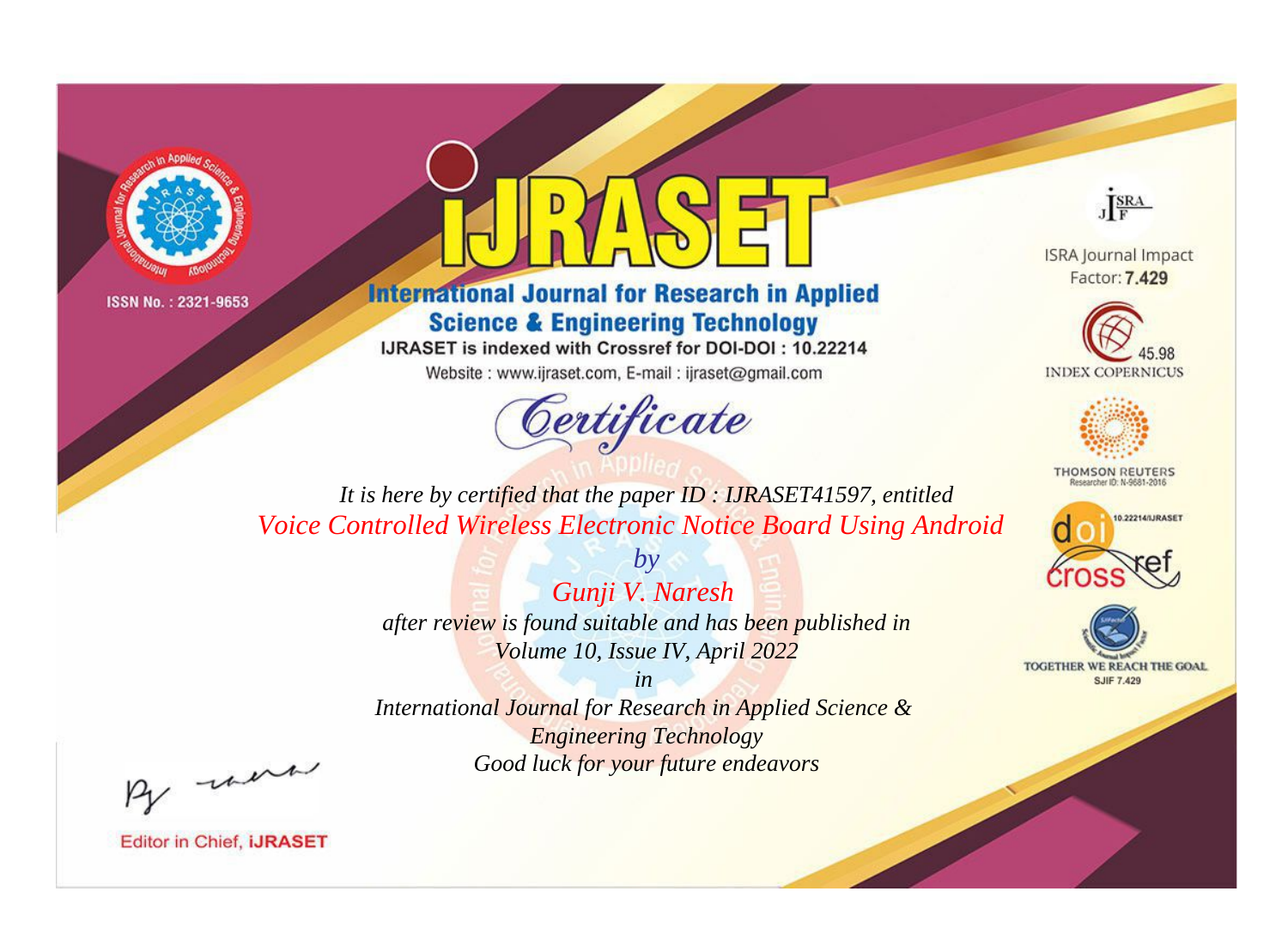ISSN No. : 2321-9653

# iJRASET

## International Journal for Research in Applied Science & Engineering Technology

IJRASET is indexed with Crossref for DOI-DOI : 10.22214

Website : www.ijraset.com, E-mail : ijraset@gmail.com

*Certificate*

*It is here by certified that the paper ID : IJRASET41597, entitled*

*Voice Controlled Wireless Electronic Notice Board Using Android*

*by*

*Gunji V. Naresh*

*after review is found suitable and has been published in*

*Volume 10, Issue IV, April 2022*

*in*

*International Journal for Research in Applied Science & Engineering Technology*

*Good luck for your future endeavors*

ISRA Journal Impact Factor: **7.429**

45.98 INDEX COPERNICUS

THOMSON REUTERS Researcher ID: N-9681-2016

10.22214/IJRASET

TOGETHER WE REACH THE GOAL SJIF 7.429

Editor in Chief, **iJRASET**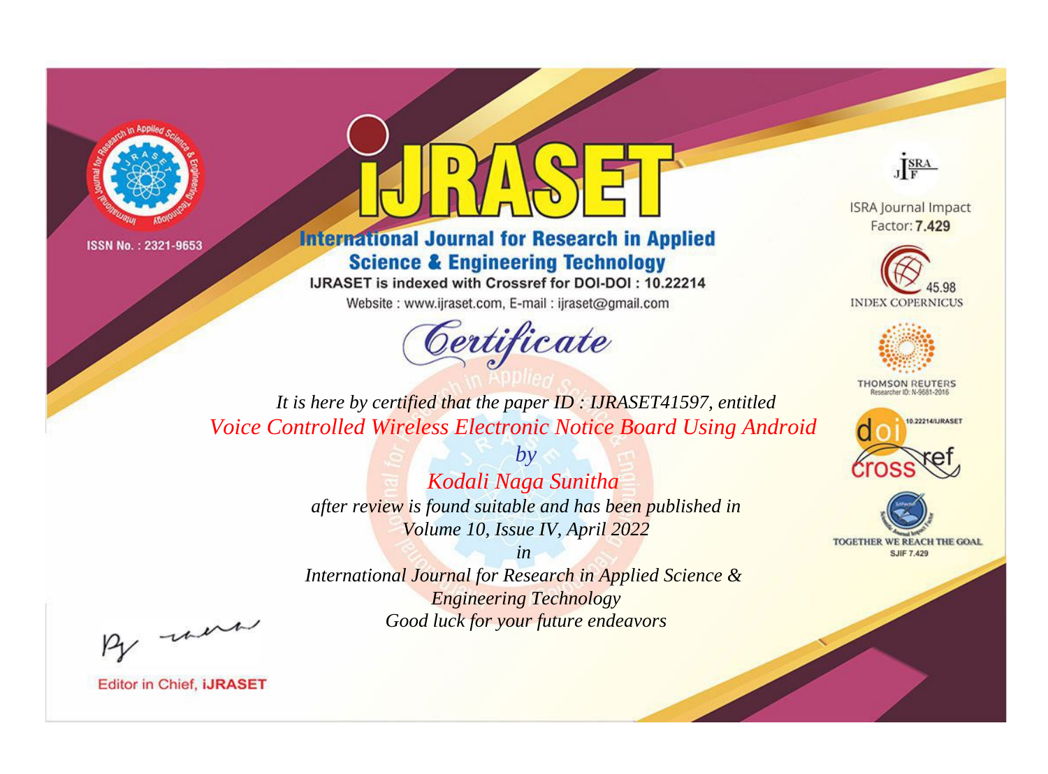ISSN No. : 2321-9653

# iJRASET

## International Journal for Research in Applied Science & Engineering Technology

IJRASET is indexed with Crossref for DOI-DOI : 10.22214

Website : www.ijraset.com, E-mail : ijraset@gmail.com

# Certificate

*It is here by certified that the paper ID : IJRASET41597, entitled*

*Voice Controlled Wireless Electronic Notice Board Using Android*

*by*

*Kodali Naga Sunitha*

*after review is found suitable and has been published in*

*Volume 10, Issue IV, April 2022*

*in*

*International Journal for Research in Applied Science & Engineering Technology*

*Good luck for your future endeavors*

ISRA Journal Impact Factor: **7.429**

45.98 INDEX COPERNICUS

THOMSON REUTERS Researcher ID: N-9681-2016

10.22214/IJRASET

TOGETHER WE REACH THE GOAL SJIF 7.429

Editor in Chief, **iJRASET**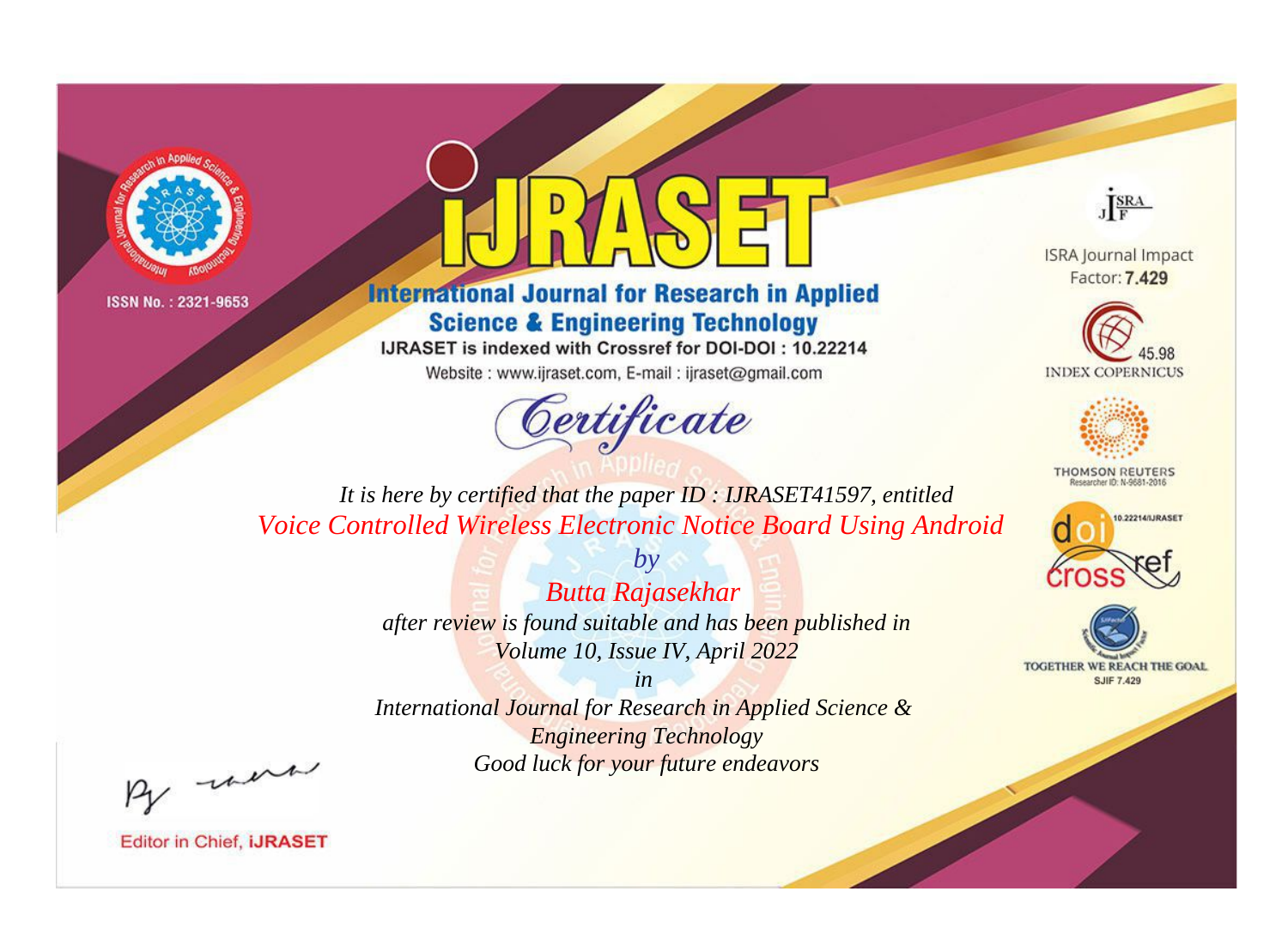ISSN No. : 2321-9653

# IJRASET

## International Journal for Research in Applied Science & Engineering Technology

IJRASET is indexed with Crossref for DOI-DOI : 10.22214

Website : www.ijraset.com, E-mail : ijraset@gmail.com

## Certificate

*It is here by certified that the paper ID : IJRASET41597, entitled*

*Voice Controlled Wireless Electronic Notice Board Using Android*

*by*

*Butta Rajasekhar*

*after review is found suitable and has been published in*

*Volume 10, Issue IV, April 2022*

*in*

*International Journal for Research in Applied Science & Engineering Technology*

*Good luck for your future endeavors*

ISRA Journal Impact Factor: **7.429**

45.98 INDEX COPERNICUS

THOMSON REUTERS Researcher ID: N-9681-2016

10.22214/IJRASET

TOGETHER WE REACH THE GOAL SJIF 7.429

Editor in Chief, **iJRASET**